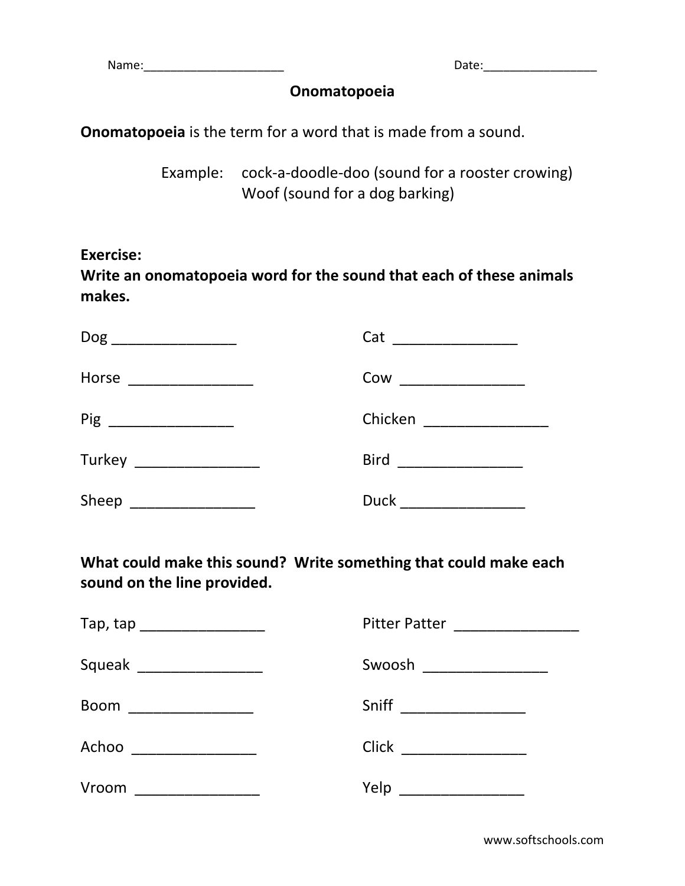Name:______________________ Date:_________________

# Onomatopoeia

**Onomatopoeia** is the term for a word that is made from a sound.

Example: cock-a-doodle-doo (sound for a rooster crowing)
Woof (sound for a dog barking)

**Exercise:**
**Write an onomatopoeia word for the sound that each of these animals makes.**

Dog ________________

Cat ________________

Horse ________________

Cow ________________

Pig ________________

Chicken ________________

Turkey ________________

Bird ________________

Sheep ________________

Duck ________________

**What could make this sound? Write something that could make each sound on the line provided.**

Tap, tap ________________

Pitter Patter ________________

Squeak ________________

Swoosh ________________

Boom ________________

Sniff ________________

Achoo ________________

Click ________________

Vroom ________________

Yelp ________________

www.softschools.com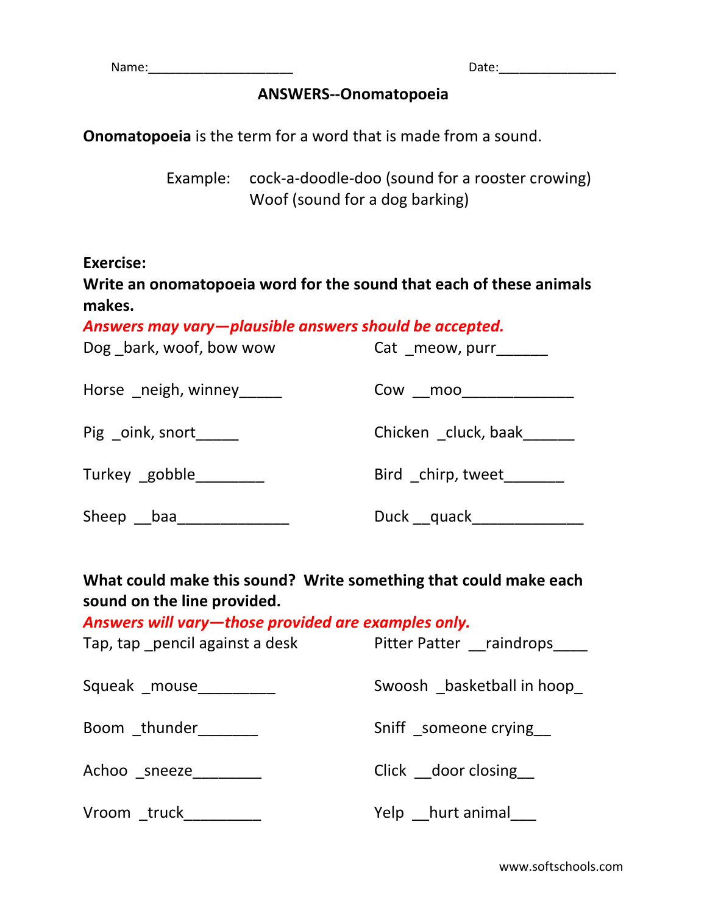Name:____________________ Date:________________

## ANSWERS--Onomatopoeia

**Onomatopoeia** is the term for a word that is made from a sound.

Example: cock-a-doodle-doo (sound for a rooster crowing)
Woof (sound for a dog barking)

**Exercise:**

**Write an onomatopoeia word for the sound that each of these animals makes.**

***Answers may vary—plausible answers should be accepted.***

Dog _bark, woof, bow wow

Cat _meow, purr______

Horse _neigh, winney_____

Cow __moo_____________

Pig _oink, snort_____

Chicken _cluck, baak______

Turkey _gobble________

Bird _chirp, tweet_______

Sheep __baa_____________

Duck __quack_____________

**What could make this sound? Write something that could make each sound on the line provided.**

***Answers will vary—those provided are examples only.***

Tap, tap _pencil against a desk

Pitter Patter __raindrops____

Squeak _mouse_________

Swoosh _basketball in hoop_

Boom _thunder_______

Sniff _someone crying__

Achoo _sneeze________

Click __door closing__

Vroom _truck_________

Yelp __hurt animal___

www.softschools.com